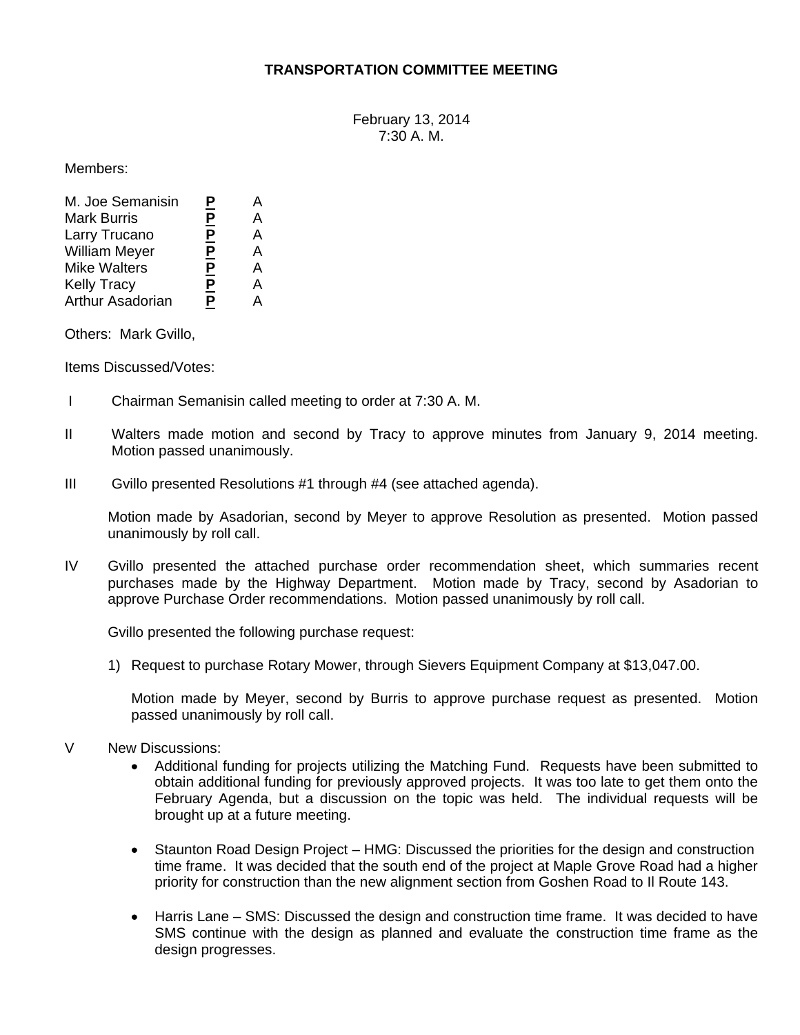# TRANSPORTATION COMMITTEE MEETING

February 13, 2014
7:30 A. M.

Members:

| | | |
|---|---|---|
| M. Joe Semanisin | **P** | A |
| Mark Burris | **P** | A |
| Larry Trucano | **P** | A |
| William Meyer | **P** | A |
| Mike Walters | **P** | A |
| Kelly Tracy | **P** | A |
| Arthur Asadorian | **P** | A |

Others: Mark Gvillo,

Items Discussed/Votes:

I Chairman Semanisin called meeting to order at 7:30 A. M.

II Walters made motion and second by Tracy to approve minutes from January 9, 2014 meeting. Motion passed unanimously.

III Gvillo presented Resolutions #1 through #4 (see attached agenda).

Motion made by Asadorian, second by Meyer to approve Resolution as presented. Motion passed unanimously by roll call.

IV Gvillo presented the attached purchase order recommendation sheet, which summaries recent purchases made by the Highway Department. Motion made by Tracy, second by Asadorian to approve Purchase Order recommendations. Motion passed unanimously by roll call.

Gvillo presented the following purchase request:

1) Request to purchase Rotary Mower, through Sievers Equipment Company at $13,047.00.

   Motion made by Meyer, second by Burris to approve purchase request as presented. Motion passed unanimously by roll call.

V New Discussions:

- Additional funding for projects utilizing the Matching Fund. Requests have been submitted to obtain additional funding for previously approved projects. It was too late to get them onto the February Agenda, but a discussion on the topic was held. The individual requests will be brought up at a future meeting.

- Staunton Road Design Project – HMG: Discussed the priorities for the design and construction time frame. It was decided that the south end of the project at Maple Grove Road had a higher priority for construction than the new alignment section from Goshen Road to Il Route 143.

- Harris Lane – SMS: Discussed the design and construction time frame. It was decided to have SMS continue with the design as planned and evaluate the construction time frame as the design progresses.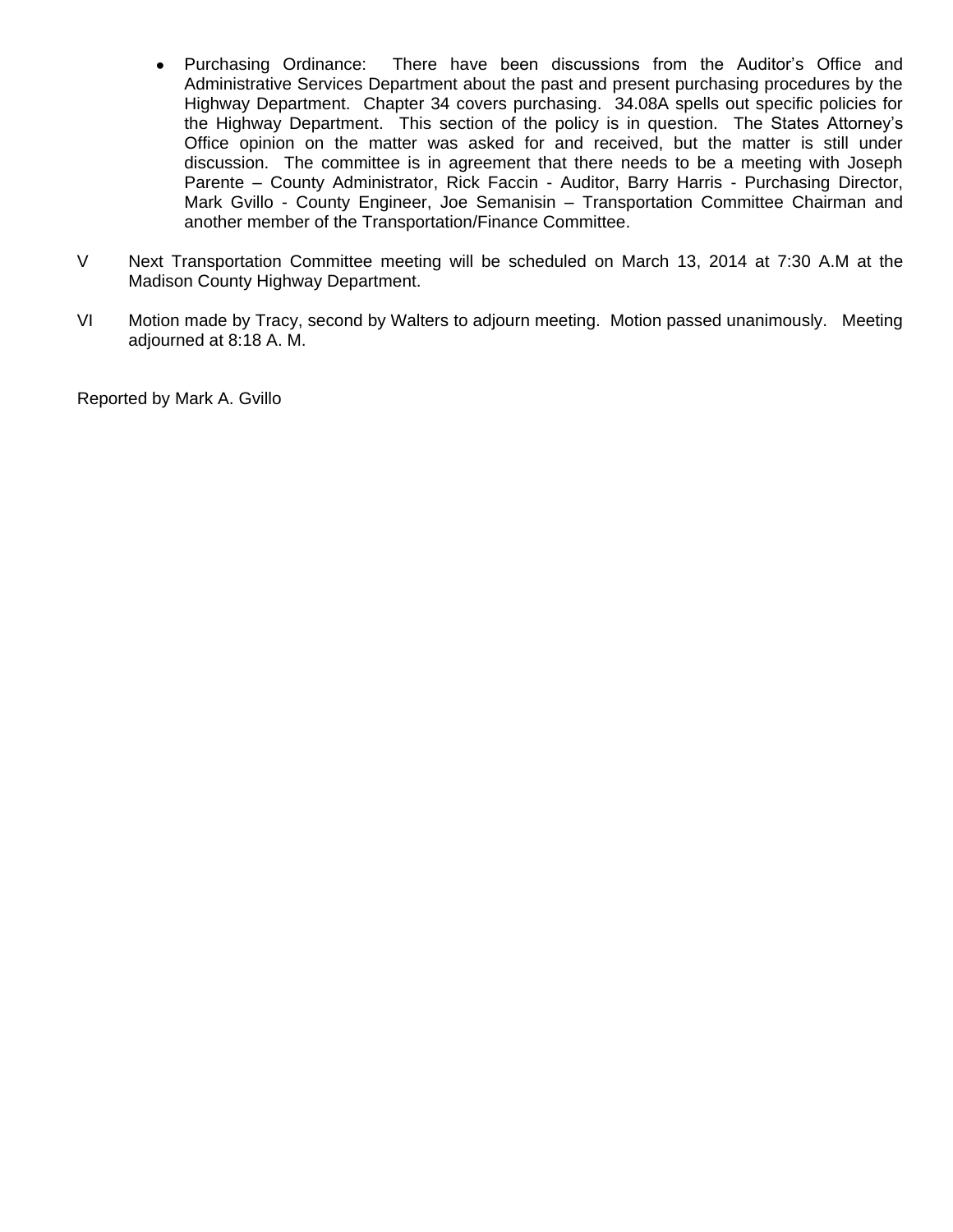- Purchasing Ordinance: There have been discussions from the Auditor's Office and Administrative Services Department about the past and present purchasing procedures by the Highway Department. Chapter 34 covers purchasing. 34.08A spells out specific policies for the Highway Department. This section of the policy is in question. The States Attorney's Office opinion on the matter was asked for and received, but the matter is still under discussion. The committee is in agreement that there needs to be a meeting with Joseph Parente – County Administrator, Rick Faccin - Auditor, Barry Harris - Purchasing Director, Mark Gvillo - County Engineer, Joe Semanisin – Transportation Committee Chairman and another member of the Transportation/Finance Committee.

V Next Transportation Committee meeting will be scheduled on March 13, 2014 at 7:30 A.M at the Madison County Highway Department.

VI Motion made by Tracy, second by Walters to adjourn meeting. Motion passed unanimously. Meeting adjourned at 8:18 A. M.

Reported by Mark A. Gvillo